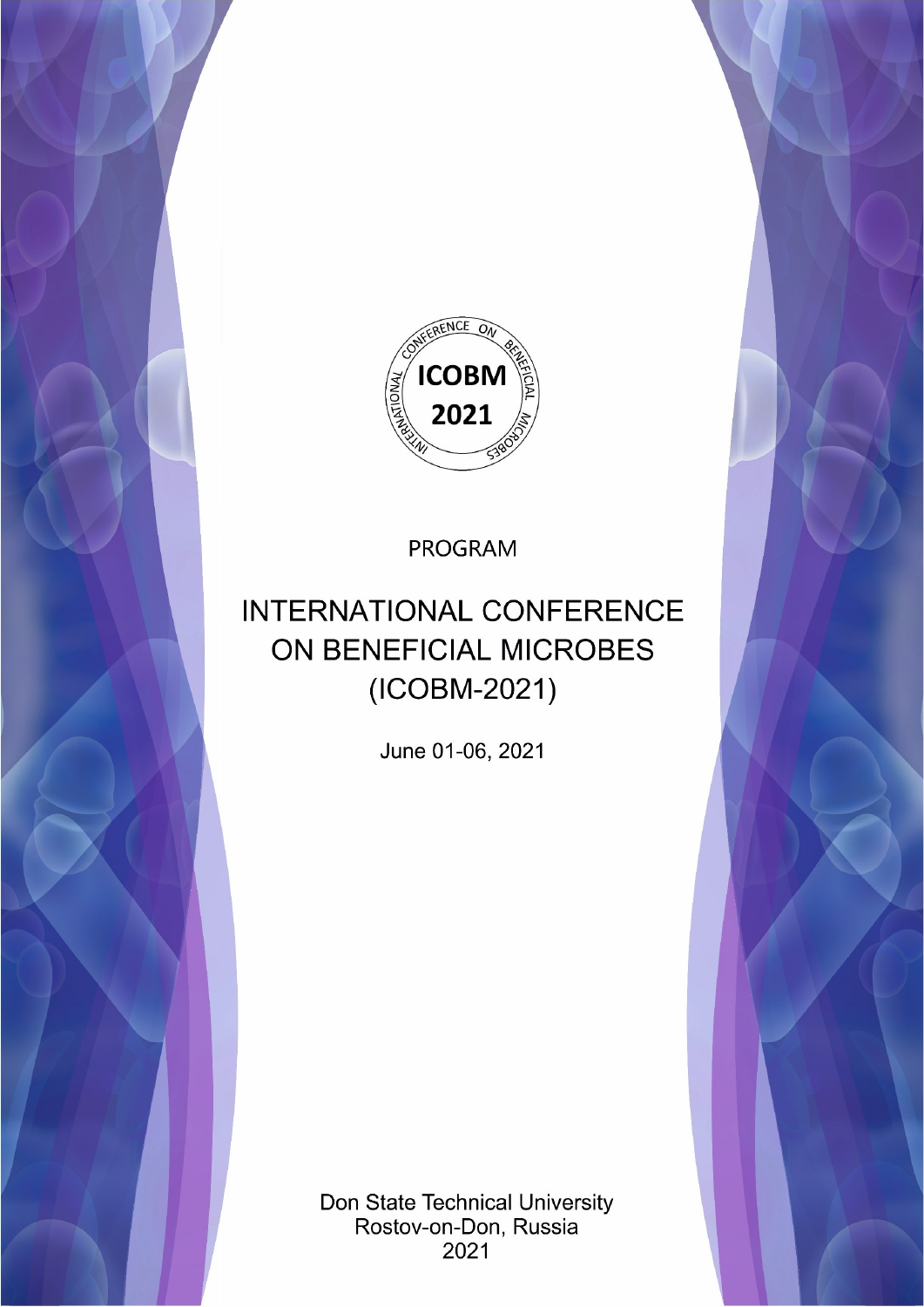ICOBM 2021

INTERNATIONAL CONFERENCE ON BENEFICIAL MICROBES

PROGRAM

# INTERNATIONAL CONFERENCE ON BENEFICIAL MICROBES (ICOBM-2021)

June 01-06, 2021

Don State Technical University
Rostov-on-Don, Russia
2021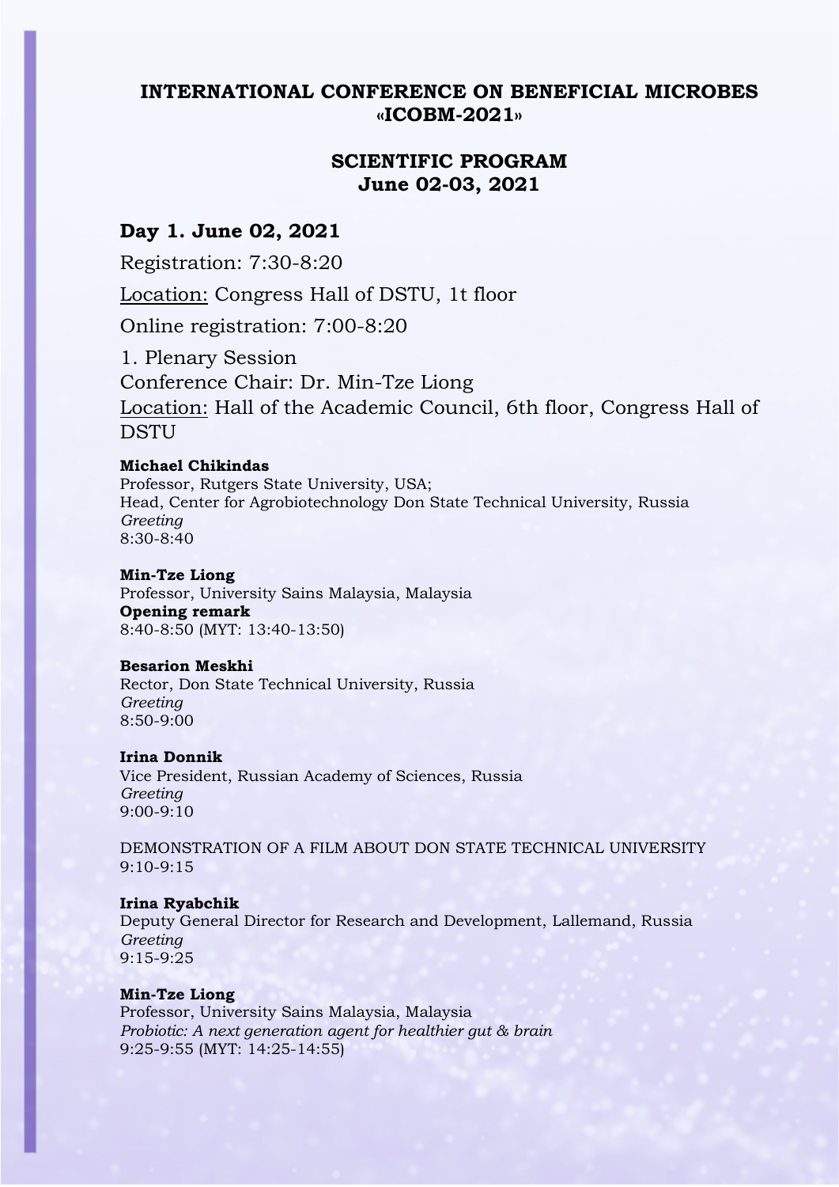**INTERNATIONAL CONFERENCE ON BENEFICIAL MICROBES «ICOBM-2021»**

**SCIENTIFIC PROGRAM**
**June 02-03, 2021**

## Day 1. June 02, 2021

Registration: 7:30-8:20

Location: Congress Hall of DSTU, 1t floor

Online registration: 7:00-8:20

1. Plenary Session
Conference Chair: Dr. Min-Tze Liong
Location: Hall of the Academic Council, 6th floor, Congress Hall of DSTU

**Michael Chikindas**
Professor, Rutgers State University, USA;
Head, Center for Agrobiotechnology Don State Technical University, Russia
*Greeting*
8:30-8:40

**Min-Tze Liong**
Professor, University Sains Malaysia, Malaysia
**Opening remark**
8:40-8:50 (MYT: 13:40-13:50)

**Besarion Meskhi**
Rector, Don State Technical University, Russia
*Greeting*
8:50-9:00

**Irina Donnik**
Vice President, Russian Academy of Sciences, Russia
*Greeting*
9:00-9:10

DEMONSTRATION OF A FILM ABOUT DON STATE TECHNICAL UNIVERSITY
9:10-9:15

**Irina Ryabchik**
Deputy General Director for Research and Development, Lallemand, Russia
*Greeting*
9:15-9:25

**Min-Tze Liong**
Professor, University Sains Malaysia, Malaysia
*Probiotic: A next generation agent for healthier gut & brain*
9:25-9:55 (MYT: 14:25-14:55)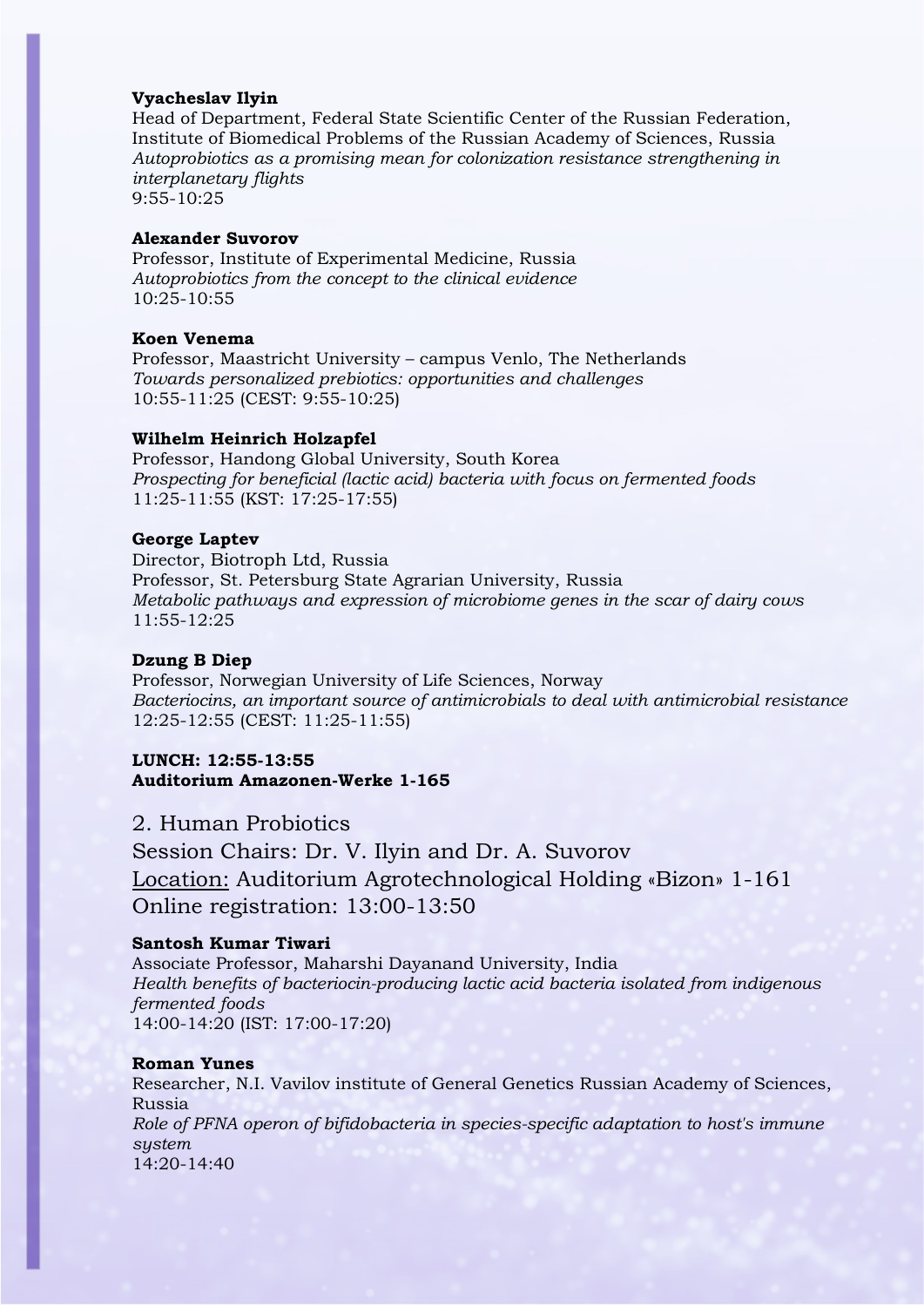**Vyacheslav Ilyin**
Head of Department, Federal State Scientific Center of the Russian Federation, Institute of Biomedical Problems of the Russian Academy of Sciences, Russia
*Autoprobiotics as a promising mean for colonization resistance strengthening in interplanetary flights*
9:55-10:25

**Alexander Suvorov**
Professor, Institute of Experimental Medicine, Russia
*Autoprobiotics from the concept to the clinical evidence*
10:25-10:55

**Koen Venema**
Professor, Maastricht University – campus Venlo, The Netherlands
*Towards personalized prebiotics: opportunities and challenges*
10:55-11:25 (CEST: 9:55-10:25)

**Wilhelm Heinrich Holzapfel**
Professor, Handong Global University, South Korea
*Prospecting for beneficial (lactic acid) bacteria with focus on fermented foods*
11:25-11:55 (KST: 17:25-17:55)

**George Laptev**
Director, Biotroph Ltd, Russia
Professor, St. Petersburg State Agrarian University, Russia
*Metabolic pathways and expression of microbiome genes in the scar of dairy cows*
11:55-12:25

**Dzung B Diep**
Professor, Norwegian University of Life Sciences, Norway
*Bacteriocins, an important source of antimicrobials to deal with antimicrobial resistance*
12:25-12:55 (CEST: 11:25-11:55)

**LUNCH: 12:55-13:55**
**Auditorium Amazonen-Werke 1-165**

## 2. Human Probiotics

Session Chairs: Dr. V. Ilyin and Dr. A. Suvorov
Location: Auditorium Agrotechnological Holding «Bizon» 1-161
Online registration: 13:00-13:50

**Santosh Kumar Tiwari**
Associate Professor, Maharshi Dayanand University, India
*Health benefits of bacteriocin-producing lactic acid bacteria isolated from indigenous fermented foods*
14:00-14:20 (IST: 17:00-17:20)

**Roman Yunes**
Researcher, N.I. Vavilov institute of General Genetics Russian Academy of Sciences, Russia
*Role of PFNA operon of bifidobacteria in species-specific adaptation to host's immune system*
14:20-14:40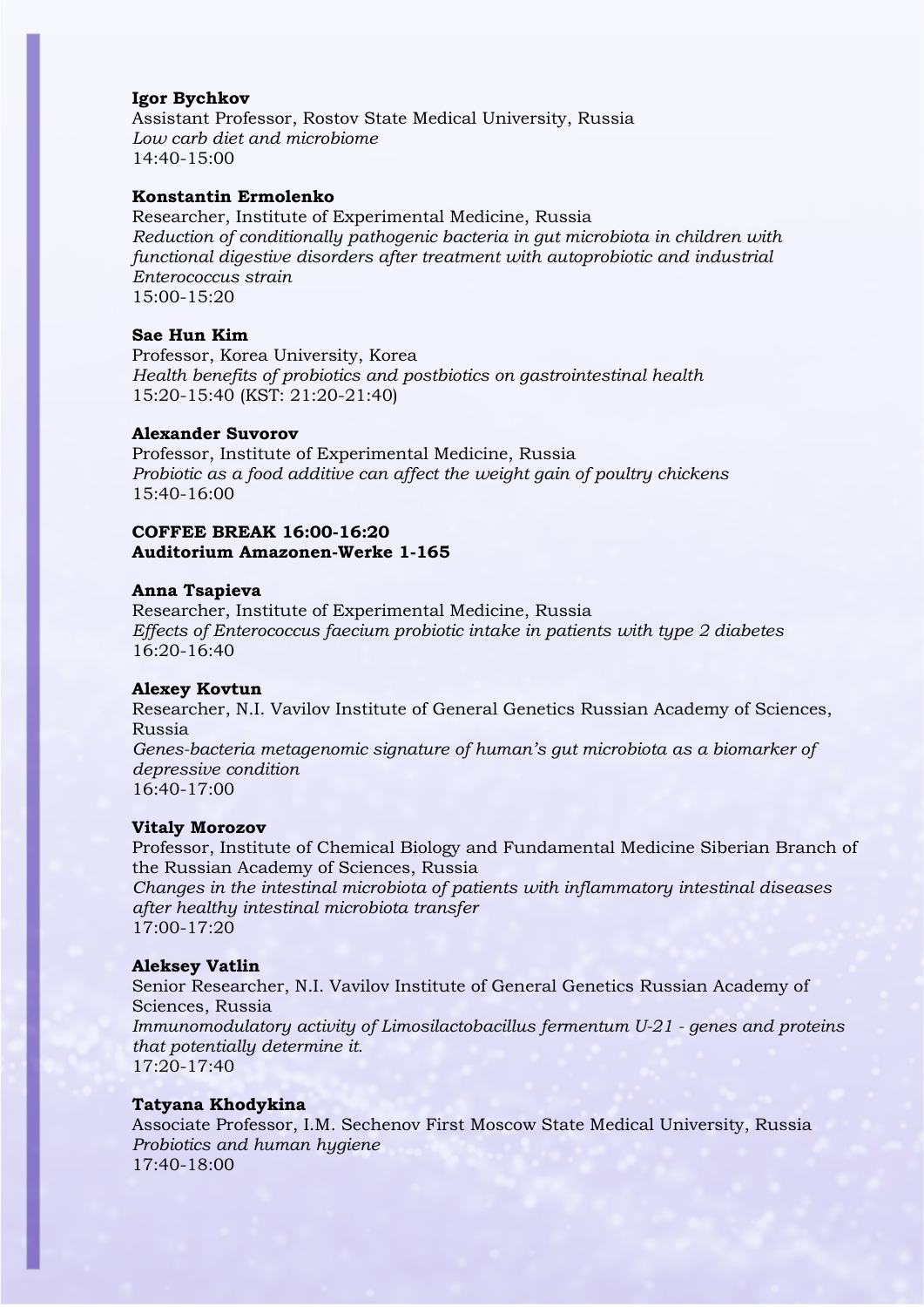**Igor Bychkov**
Assistant Professor, Rostov State Medical University, Russia
*Low carb diet and microbiome*
14:40-15:00

**Konstantin Ermolenko**
Researcher, Institute of Experimental Medicine, Russia
*Reduction of conditionally pathogenic bacteria in gut microbiota in children with functional digestive disorders after treatment with autoprobiotic and industrial Enterococcus strain*
15:00-15:20

**Sae Hun Kim**
Professor, Korea University, Korea
*Health benefits of probiotics and postbiotics on gastrointestinal health*
15:20-15:40 (KST: 21:20-21:40)

**Alexander Suvorov**
Professor, Institute of Experimental Medicine, Russia
*Probiotic as a food additive can affect the weight gain of poultry chickens*
15:40-16:00

**COFFEE BREAK 16:00-16:20**
**Auditorium Amazonen-Werke 1-165**

**Anna Tsapieva**
Researcher, Institute of Experimental Medicine, Russia
*Effects of Enterococcus faecium probiotic intake in patients with type 2 diabetes*
16:20-16:40

**Alexey Kovtun**
Researcher, N.I. Vavilov Institute of General Genetics Russian Academy of Sciences, Russia
*Genes-bacteria metagenomic signature of human's gut microbiota as a biomarker of depressive condition*
16:40-17:00

**Vitaly Morozov**
Professor, Institute of Chemical Biology and Fundamental Medicine Siberian Branch of the Russian Academy of Sciences, Russia
*Changes in the intestinal microbiota of patients with inflammatory intestinal diseases after healthy intestinal microbiota transfer*
17:00-17:20

**Aleksey Vatlin**
Senior Researcher, N.I. Vavilov Institute of General Genetics Russian Academy of Sciences, Russia
*Immunomodulatory activity of Limosilactobacillus fermentum U-21 - genes and proteins that potentially determine it.*
17:20-17:40

**Tatyana Khodykina**
Associate Professor, I.M. Sechenov First Moscow State Medical University, Russia
*Probiotics and human hygiene*
17:40-18:00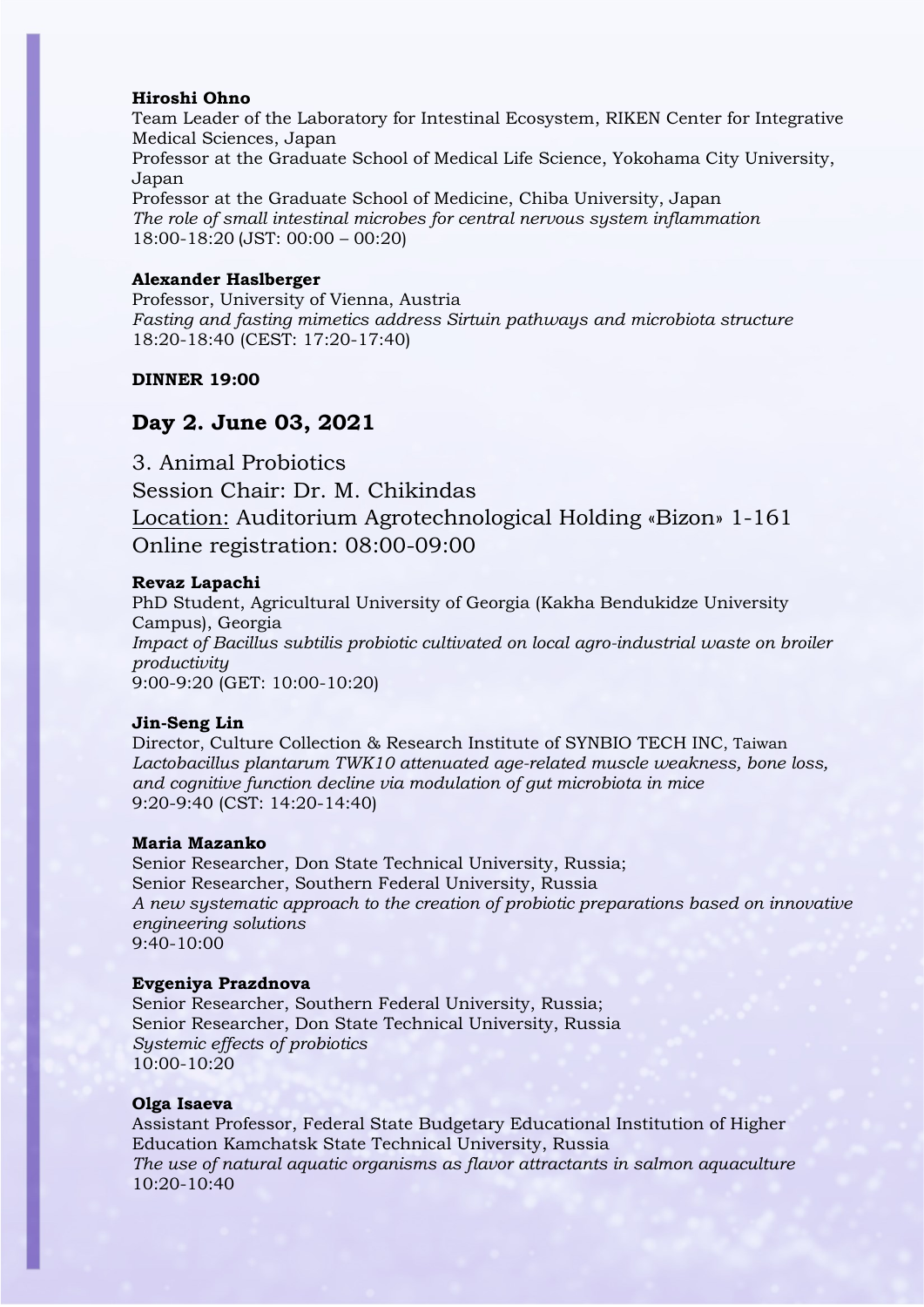**Hiroshi Ohno**
Team Leader of the Laboratory for Intestinal Ecosystem, RIKEN Center for Integrative Medical Sciences, Japan
Professor at the Graduate School of Medical Life Science, Yokohama City University, Japan
Professor at the Graduate School of Medicine, Chiba University, Japan
*The role of small intestinal microbes for central nervous system inflammation*
18:00-18:20 (JST: 00:00 – 00:20)

**Alexander Haslberger**
Professor, University of Vienna, Austria
*Fasting and fasting mimetics address Sirtuin pathways and microbiota structure*
18:20-18:40 (CEST: 17:20-17:40)

**DINNER 19:00**

## Day 2. June 03, 2021

3. Animal Probiotics
Session Chair: Dr. M. Chikindas
Location: Auditorium Agrotechnological Holding «Bizon» 1-161
Online registration: 08:00-09:00

**Revaz Lapachi**
PhD Student, Agricultural University of Georgia (Kakha Bendukidze University Campus), Georgia
*Impact of Bacillus subtilis probiotic cultivated on local agro-industrial waste on broiler productivity*
9:00-9:20 (GET: 10:00-10:20)

**Jin-Seng Lin**
Director, Culture Collection & Research Institute of SYNBIO TECH INC, Taiwan
*Lactobacillus plantarum TWK10 attenuated age-related muscle weakness, bone loss, and cognitive function decline via modulation of gut microbiota in mice*
9:20-9:40 (CST: 14:20-14:40)

**Maria Mazanko**
Senior Researcher, Don State Technical University, Russia;
Senior Researcher, Southern Federal University, Russia
*A new systematic approach to the creation of probiotic preparations based on innovative engineering solutions*
9:40-10:00

**Evgeniya Prazdnova**
Senior Researcher, Southern Federal University, Russia;
Senior Researcher, Don State Technical University, Russia
*Systemic effects of probiotics*
10:00-10:20

**Olga Isaeva**
Assistant Professor, Federal State Budgetary Educational Institution of Higher Education Kamchatsk State Technical University, Russia
*The use of natural aquatic organisms as flavor attractants in salmon aquaculture*
10:20-10:40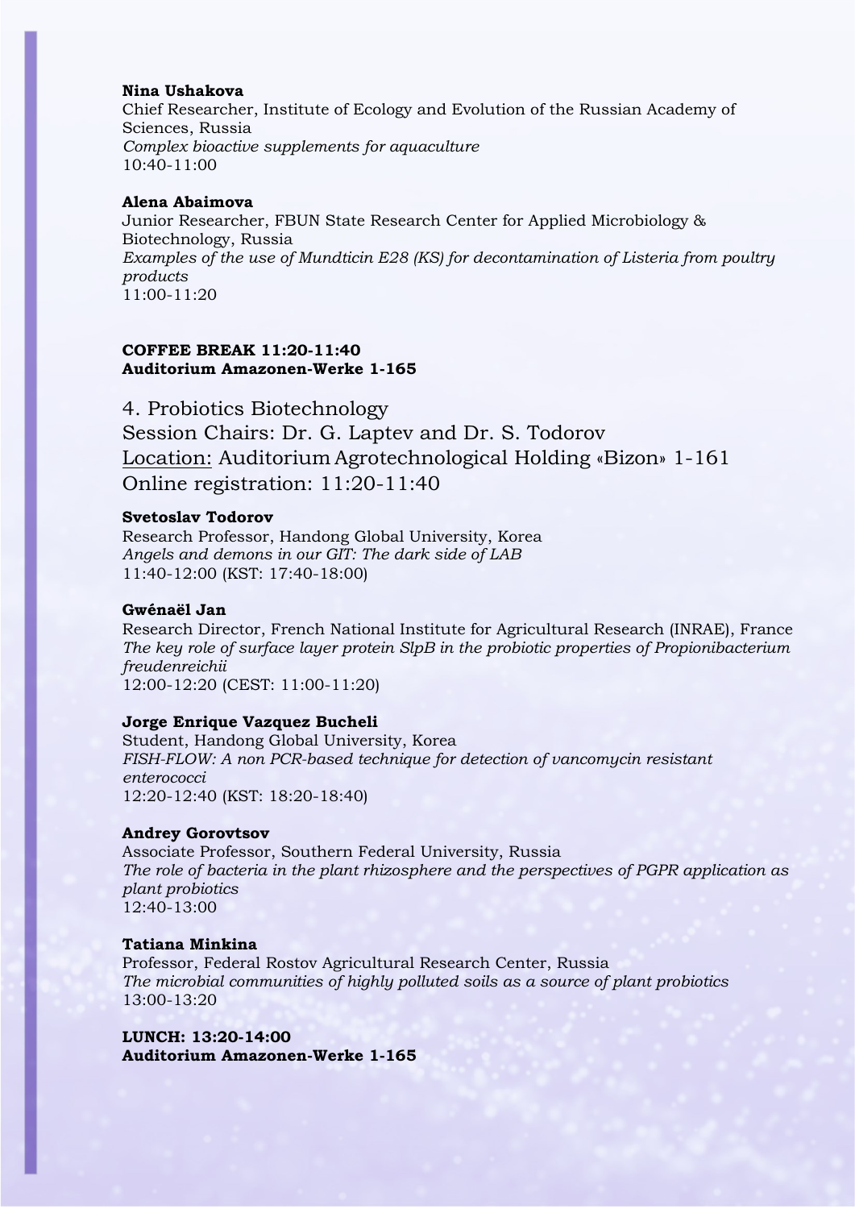**Nina Ushakova**
Chief Researcher, Institute of Ecology and Evolution of the Russian Academy of Sciences, Russia
*Complex bioactive supplements for aquaculture*
10:40-11:00

**Alena Abaimova**
Junior Researcher, FBUN State Research Center for Applied Microbiology & Biotechnology, Russia
*Examples of the use of Mundticin E28 (KS) for decontamination of Listeria from poultry products*
11:00-11:20

**COFFEE BREAK 11:20-11:40**
**Auditorium Amazonen-Werke 1-165**

## 4. Probiotics Biotechnology

Session Chairs: Dr. G. Laptev and Dr. S. Todorov
Location: Auditorium Agrotechnological Holding «Bizon» 1-161
Online registration: 11:20-11:40

**Svetoslav Todorov**
Research Professor, Handong Global University, Korea
*Angels and demons in our GIT: The dark side of LAB*
11:40-12:00 (KST: 17:40-18:00)

**Gwénaël Jan**
Research Director, French National Institute for Agricultural Research (INRAE), France
*The key role of surface layer protein SlpB in the probiotic properties of Propionibacterium freudenreichii*
12:00-12:20 (CEST: 11:00-11:20)

**Jorge Enrique Vazquez Bucheli**
Student, Handong Global University, Korea
*FISH-FLOW: A non PCR-based technique for detection of vancomycin resistant enterococci*
12:20-12:40 (KST: 18:20-18:40)

**Andrey Gorovtsov**
Associate Professor, Southern Federal University, Russia
*The role of bacteria in the plant rhizosphere and the perspectives of PGPR application as plant probiotics*
12:40-13:00

**Tatiana Minkina**
Professor, Federal Rostov Agricultural Research Center, Russia
*The microbial communities of highly polluted soils as a source of plant probiotics*
13:00-13:20

**LUNCH: 13:20-14:00**
**Auditorium Amazonen-Werke 1-165**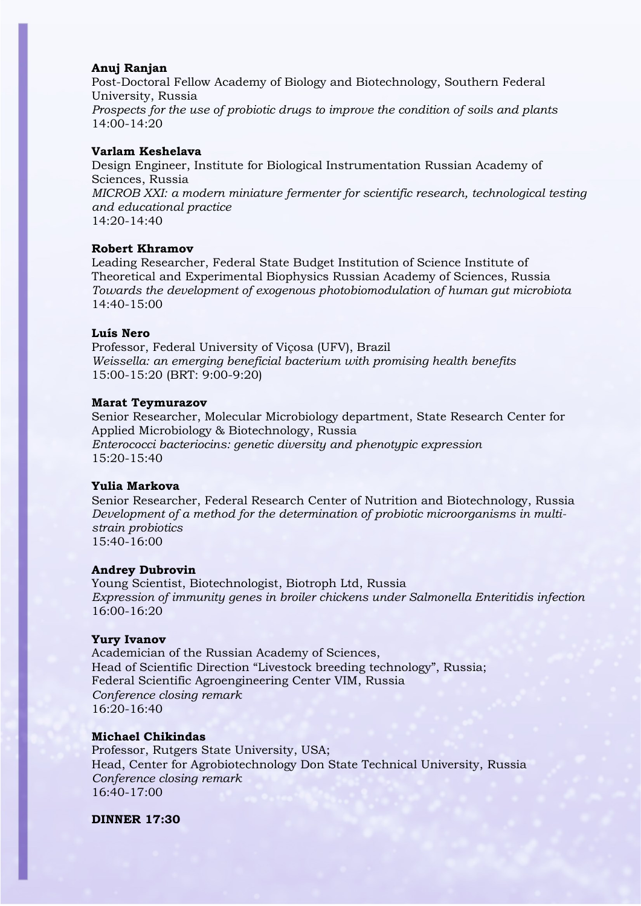**Anuj Ranjan**
Post-Doctoral Fellow Academy of Biology and Biotechnology, Southern Federal University, Russia
*Prospects for the use of probiotic drugs to improve the condition of soils and plants*
14:00-14:20

**Varlam Keshelava**
Design Engineer, Institute for Biological Instrumentation Russian Academy of Sciences, Russia
*MICROB XXI: a modern miniature fermenter for scientific research, technological testing and educational practice*
14:20-14:40

**Robert Khramov**
Leading Researcher, Federal State Budget Institution of Science Institute of Theoretical and Experimental Biophysics Russian Academy of Sciences, Russia
*Towards the development of exogenous photobiomodulation of human gut microbiota*
14:40-15:00

**Luís Nero**
Professor, Federal University of Viçosa (UFV), Brazil
*Weissella: an emerging beneficial bacterium with promising health benefits*
15:00-15:20 (BRT: 9:00-9:20)

**Marat Teymurazov**
Senior Researcher, Molecular Microbiology department, State Research Center for Applied Microbiology & Biotechnology, Russia
*Enterococci bacteriocins: genetic diversity and phenotypic expression*
15:20-15:40

**Yulia Markova**
Senior Researcher, Federal Research Center of Nutrition and Biotechnology, Russia
*Development of a method for the determination of probiotic microorganisms in multi-strain probiotics*
15:40-16:00

**Andrey Dubrovin**
Young Scientist, Biotechnologist, Biotroph Ltd, Russia
*Expression of immunity genes in broiler chickens under Salmonella Enteritidis infection*
16:00-16:20

**Yury Ivanov**
Academician of the Russian Academy of Sciences,
Head of Scientific Direction "Livestock breeding technology", Russia;
Federal Scientific Agroengineering Center VIM, Russia
*Conference closing remark*
16:20-16:40

**Michael Chikindas**
Professor, Rutgers State University, USA;
Head, Center for Agrobiotechnology Don State Technical University, Russia
*Conference closing remark*
16:40-17:00

**DINNER 17:30**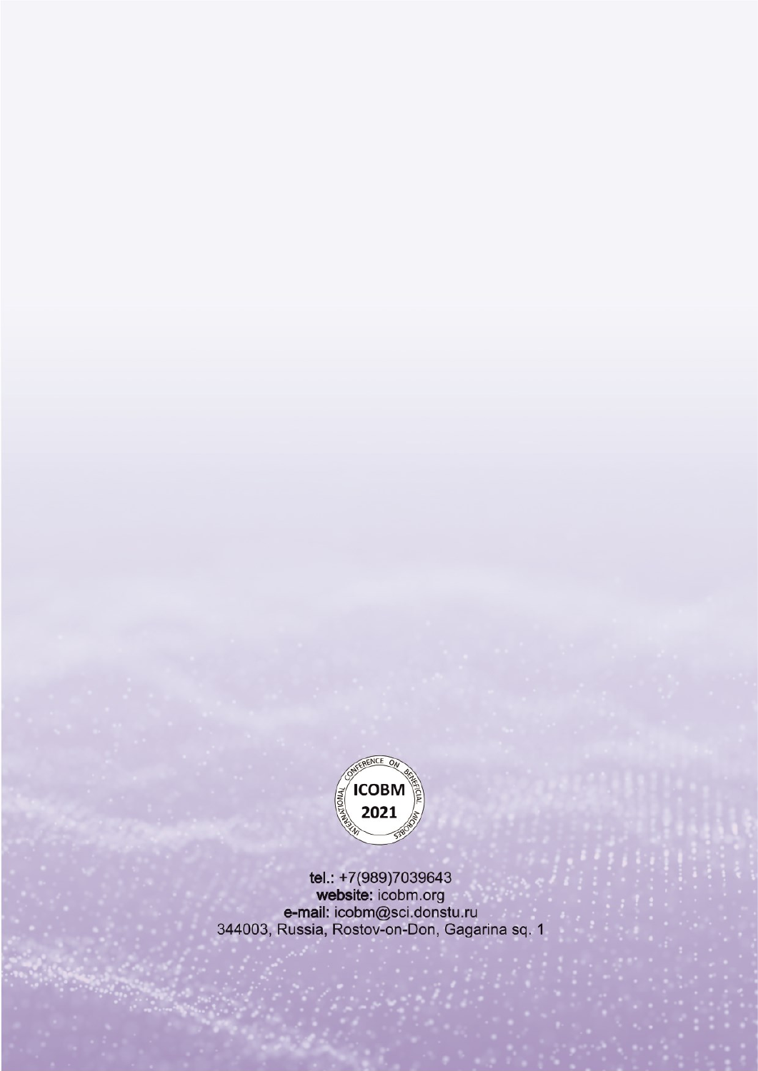**tel.:** +7(989)7039643
**website:** icobm.org
**e-mail:** icobm@sci.donstu.ru
344003, Russia, Rostov-on-Don, Gagarina sq. 1